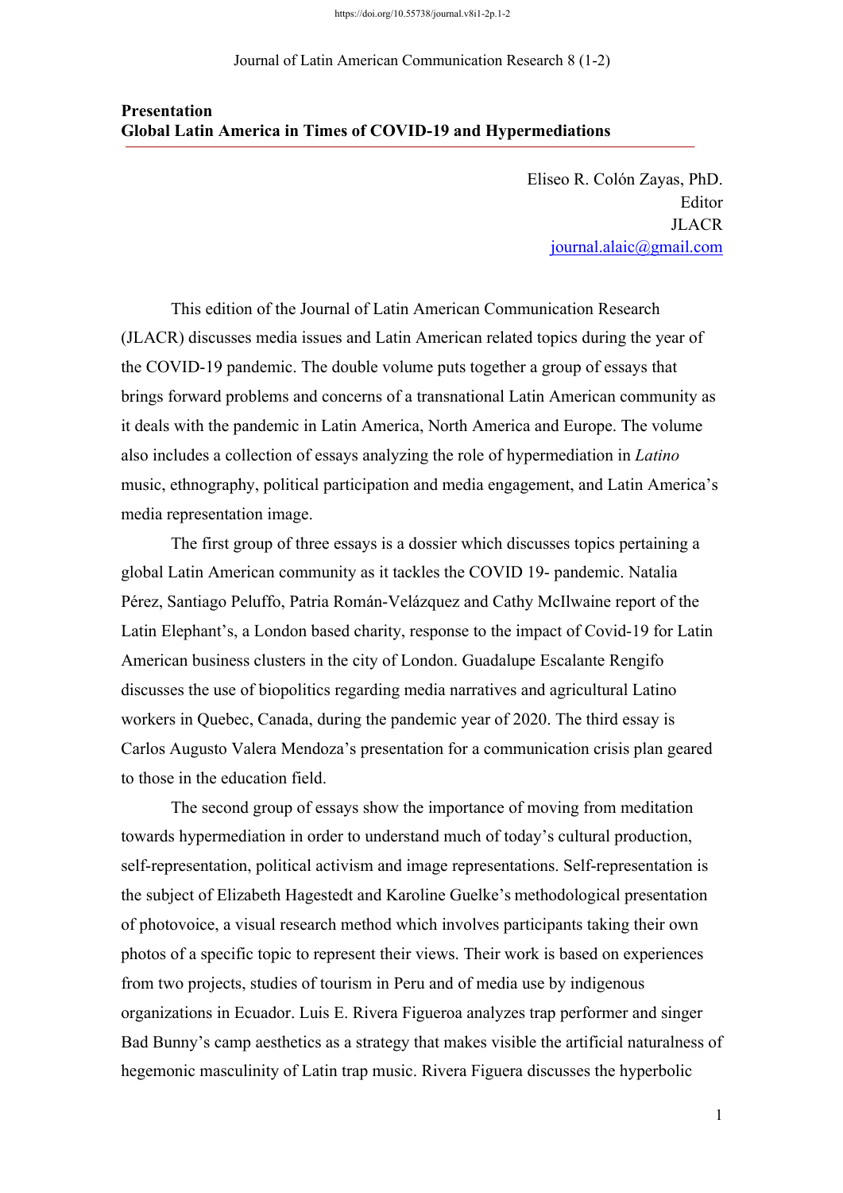## Presentation
## Global Latin America in Times of COVID-19 and Hypermediations

Eliseo R. Colón Zayas, PhD.
Editor
JLACR
journal.alaic@gmail.com

This edition of the Journal of Latin American Communication Research (JLACR) discusses media issues and Latin American related topics during the year of the COVID-19 pandemic. The double volume puts together a group of essays that brings forward problems and concerns of a transnational Latin American community as it deals with the pandemic in Latin America, North America and Europe. The volume also includes a collection of essays analyzing the role of hypermediation in *Latino* music, ethnography, political participation and media engagement, and Latin America's media representation image.

The first group of three essays is a dossier which discusses topics pertaining a global Latin American community as it tackles the COVID 19- pandemic. Natalia Pérez, Santiago Peluffo, Patria Román-Velázquez and Cathy McIlwaine report of the Latin Elephant's, a London based charity, response to the impact of Covid-19 for Latin American business clusters in the city of London. Guadalupe Escalante Rengifo discusses the use of biopolitics regarding media narratives and agricultural Latino workers in Quebec, Canada, during the pandemic year of 2020. The third essay is Carlos Augusto Valera Mendoza's presentation for a communication crisis plan geared to those in the education field.

The second group of essays show the importance of moving from meditation towards hypermediation in order to understand much of today's cultural production, self-representation, political activism and image representations. Self-representation is the subject of Elizabeth Hagestedt and Karoline Guelke's methodological presentation of photovoice, a visual research method which involves participants taking their own photos of a specific topic to represent their views. Their work is based on experiences from two projects, studies of tourism in Peru and of media use by indigenous organizations in Ecuador. Luis E. Rivera Figueroa analyzes trap performer and singer Bad Bunny's camp aesthetics as a strategy that makes visible the artificial naturalness of hegemonic masculinity of Latin trap music. Rivera Figuera discusses the hyperbolic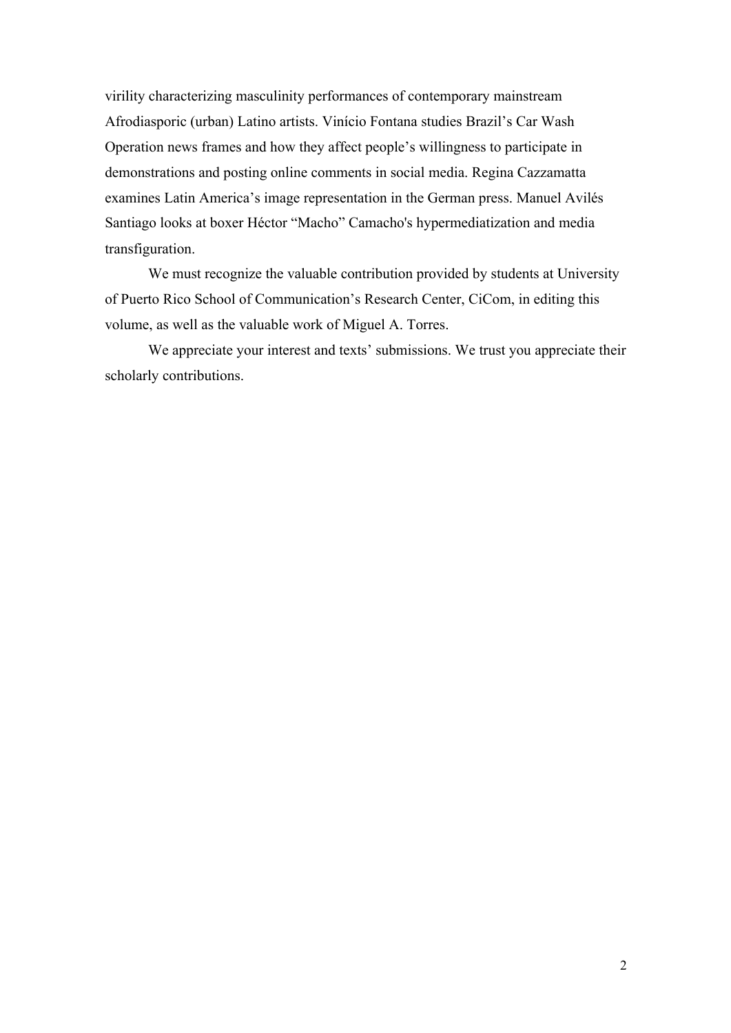virility characterizing masculinity performances of contemporary mainstream Afrodiasporic (urban) Latino artists. Vinício Fontana studies Brazil's Car Wash Operation news frames and how they affect people's willingness to participate in demonstrations and posting online comments in social media. Regina Cazzamatta examines Latin America's image representation in the German press. Manuel Avilés Santiago looks at boxer Héctor "Macho" Camacho's hypermediatization and media transfiguration.

We must recognize the valuable contribution provided by students at University of Puerto Rico School of Communication's Research Center, CiCom, in editing this volume, as well as the valuable work of Miguel A. Torres.

We appreciate your interest and texts' submissions. We trust you appreciate their scholarly contributions.